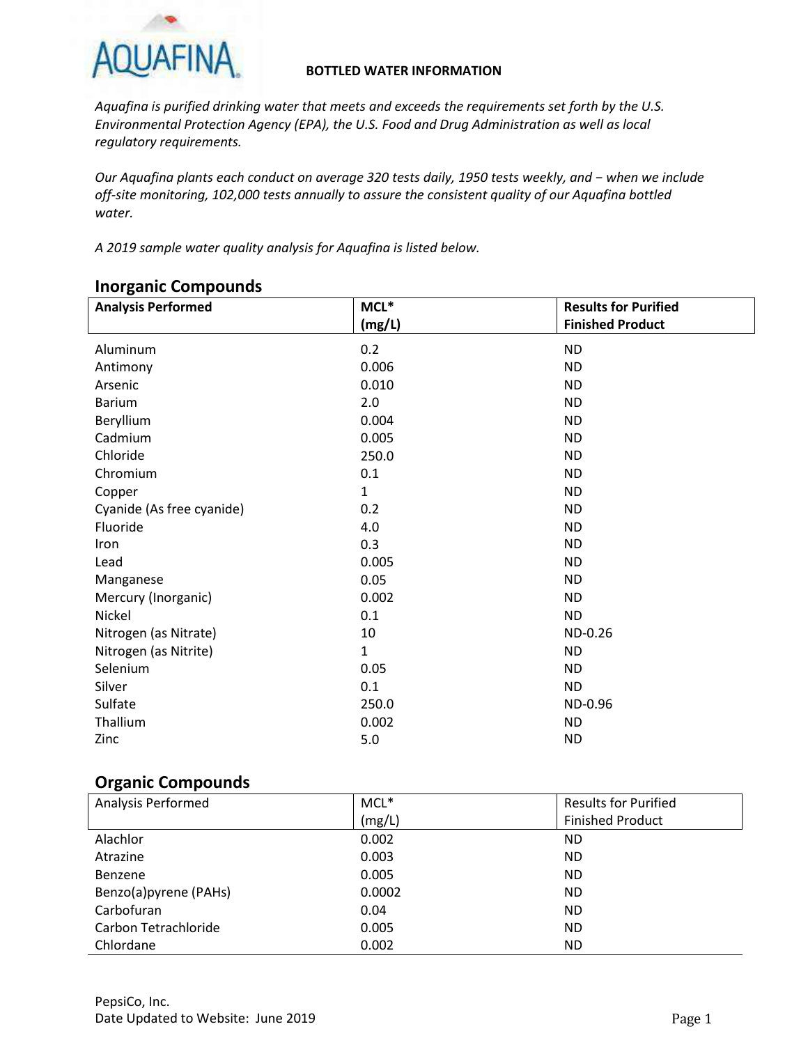AQUAFINA

**BOTTLED WATER INFORMATION**

*Aquafina is purified drinking water that meets and exceeds the requirements set forth by the U.S. Environmental Protection Agency (EPA), the U.S. Food and Drug Administration as well as local regulatory requirements.*

*Our Aquafina plants each conduct on average 320 tests daily, 1950 tests weekly, and – when we include off-site monitoring, 102,000 tests annually to assure the consistent quality of our Aquafina bottled water.*

*A 2019 sample water quality analysis for Aquafina is listed below.*

## Inorganic Compounds

| Analysis Performed | MCL* (mg/L) | Results for Purified Finished Product |
|---|---|---|
| Aluminum | 0.2 | ND |
| Antimony | 0.006 | ND |
| Arsenic | 0.010 | ND |
| Barium | 2.0 | ND |
| Beryllium | 0.004 | ND |
| Cadmium | 0.005 | ND |
| Chloride | 250.0 | ND |
| Chromium | 0.1 | ND |
| Copper | 1 | ND |
| Cyanide (As free cyanide) | 0.2 | ND |
| Fluoride | 4.0 | ND |
| Iron | 0.3 | ND |
| Lead | 0.005 | ND |
| Manganese | 0.05 | ND |
| Mercury (Inorganic) | 0.002 | ND |
| Nickel | 0.1 | ND |
| Nitrogen (as Nitrate) | 10 | ND-0.26 |
| Nitrogen (as Nitrite) | 1 | ND |
| Selenium | 0.05 | ND |
| Silver | 0.1 | ND |
| Sulfate | 250.0 | ND-0.96 |
| Thallium | 0.002 | ND |
| Zinc | 5.0 | ND |

## Organic Compounds

| Analysis Performed | MCL* (mg/L) | Results for Purified Finished Product |
|---|---|---|
| Alachlor | 0.002 | ND |
| Atrazine | 0.003 | ND |
| Benzene | 0.005 | ND |
| Benzo(a)pyrene (PAHs) | 0.0002 | ND |
| Carbofuran | 0.04 | ND |
| Carbon Tetrachloride | 0.005 | ND |
| Chlordane | 0.002 | ND |

PepsiCo, Inc.
Date Updated to Website: June 2019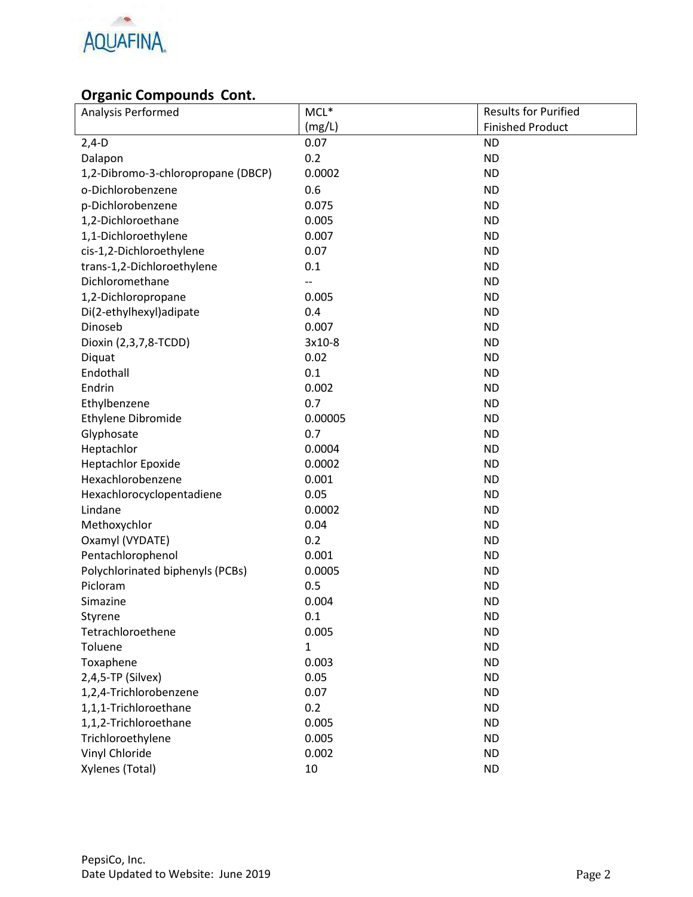## Organic Compounds Cont.

| Analysis Performed | MCL* (mg/L) | Results for Purified Finished Product |
|---|---|---|
| 2,4-D | 0.07 | ND |
| Dalapon | 0.2 | ND |
| 1,2-Dibromo-3-chloropropane (DBCP) | 0.0002 | ND |
| o-Dichlorobenzene | 0.6 | ND |
| p-Dichlorobenzene | 0.075 | ND |
| 1,2-Dichloroethane | 0.005 | ND |
| 1,1-Dichloroethylene | 0.007 | ND |
| cis-1,2-Dichloroethylene | 0.07 | ND |
| trans-1,2-Dichloroethylene | 0.1 | ND |
| Dichloromethane | -- | ND |
| 1,2-Dichloropropane | 0.005 | ND |
| Di(2-ethylhexyl)adipate | 0.4 | ND |
| Dinoseb | 0.007 | ND |
| Dioxin (2,3,7,8-TCDD) | $3 \times 10^{-8}$ | ND |
| Diquat | 0.02 | ND |
| Endothall | 0.1 | ND |
| Endrin | 0.002 | ND |
| Ethylbenzene | 0.7 | ND |
| Ethylene Dibromide | 0.00005 | ND |
| Glyphosate | 0.7 | ND |
| Heptachlor | 0.0004 | ND |
| Heptachlor Epoxide | 0.0002 | ND |
| Hexachlorobenzene | 0.001 | ND |
| Hexachlorocyclopentadiene | 0.05 | ND |
| Lindane | 0.0002 | ND |
| Methoxychlor | 0.04 | ND |
| Oxamyl (VYDATE) | 0.2 | ND |
| Pentachlorophenol | 0.001 | ND |
| Polychlorinated biphenyls (PCBs) | 0.0005 | ND |
| Picloram | 0.5 | ND |
| Simazine | 0.004 | ND |
| Styrene | 0.1 | ND |
| Tetrachloroethene | 0.005 | ND |
| Toluene | 1 | ND |
| Toxaphene | 0.003 | ND |
| 2,4,5-TP (Silvex) | 0.05 | ND |
| 1,2,4-Trichlorobenzene | 0.07 | ND |
| 1,1,1-Trichloroethane | 0.2 | ND |
| 1,1,2-Trichloroethane | 0.005 | ND |
| Trichloroethylene | 0.005 | ND |
| Vinyl Chloride | 0.002 | ND |
| Xylenes (Total) | 10 | ND |

PepsiCo, Inc.
Date Updated to Website: June 2019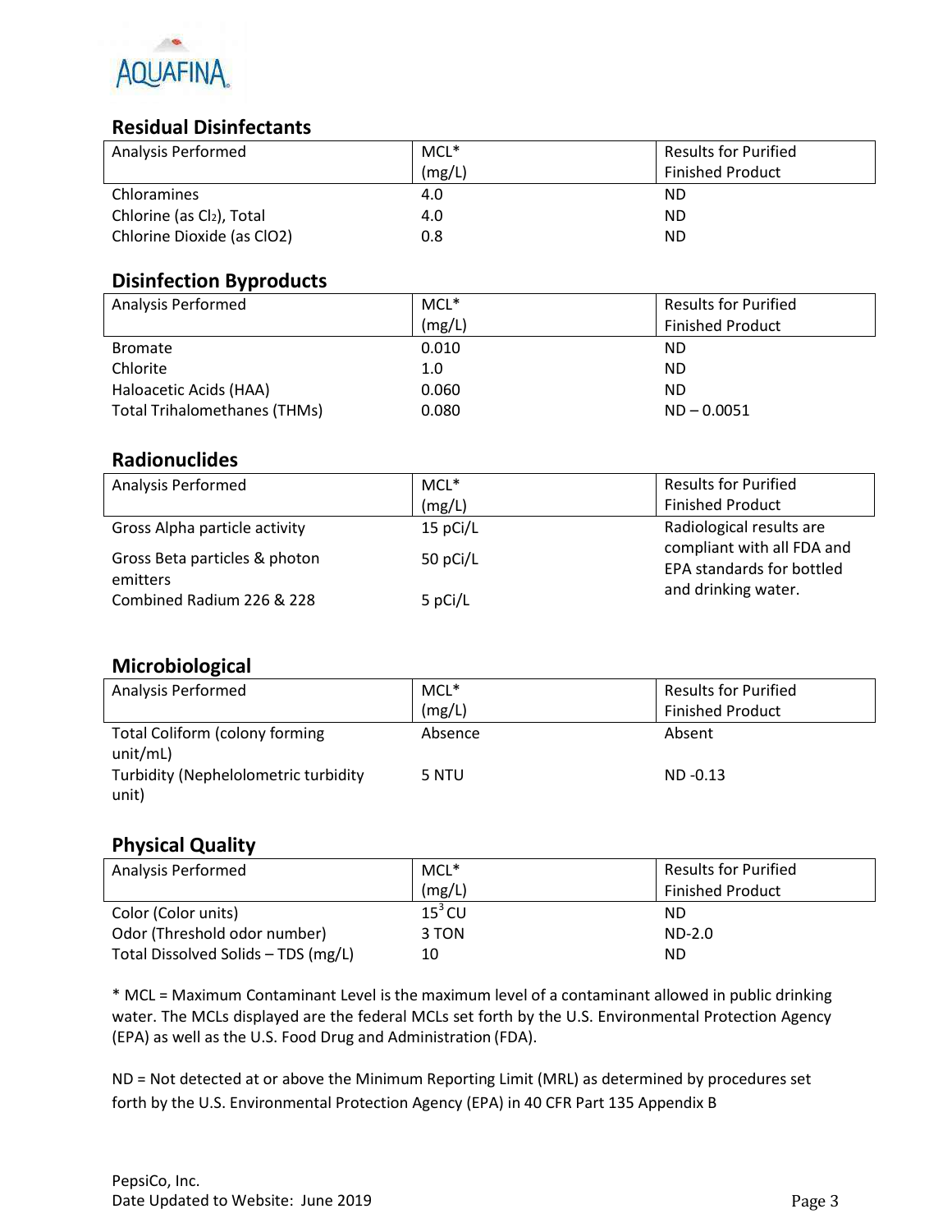## Residual Disinfectants

| Analysis Performed | MCL* (mg/L) | Results for Purified Finished Product |
|---|---|---|
| Chloramines | 4.0 | ND |
| Chlorine (as $Cl_2$), Total | 4.0 | ND |
| Chlorine Dioxide (as $ClO_2$) | 0.8 | ND |

## Disinfection Byproducts

| Analysis Performed | MCL* (mg/L) | Results for Purified Finished Product |
|---|---|---|
| Bromate | 0.010 | ND |
| Chlorite | 1.0 | ND |
| Haloacetic Acids (HAA) | 0.060 | ND |
| Total Trihalomethanes (THMs) | 0.080 | ND – 0.0051 |

## Radionuclides

| Analysis Performed | MCL* (mg/L) | Results for Purified Finished Product |
|---|---|---|
| Gross Alpha particle activity | 15 pCi/L | Radiological results are compliant with all FDA and EPA standards for bottled and drinking water. |
| Gross Beta particles & photon emitters | 50 pCi/L | |
| Combined Radium 226 & 228 | 5 pCi/L | |

## Microbiological

| Analysis Performed | MCL* (mg/L) | Results for Purified Finished Product |
|---|---|---|
| Total Coliform (colony forming unit/mL) | Absence | Absent |
| Turbidity (Nephelolometric turbidity unit) | 5 NTU | ND -0.13 |

## Physical Quality

| Analysis Performed | MCL* (mg/L) | Results for Purified Finished Product |
|---|---|---|
| Color (Color units) | $15^3$ CU | ND |
| Odor (Threshold odor number) | 3 TON | ND-2.0 |
| Total Dissolved Solids – TDS (mg/L) | 10 | ND |

* MCL = Maximum Contaminant Level is the maximum level of a contaminant allowed in public drinking water. The MCLs displayed are the federal MCLs set forth by the U.S. Environmental Protection Agency (EPA) as well as the U.S. Food Drug and Administration (FDA).

ND = Not detected at or above the Minimum Reporting Limit (MRL) as determined by procedures set forth by the U.S. Environmental Protection Agency (EPA) in 40 CFR Part 135 Appendix B

PepsiCo, Inc.
Date Updated to Website: June 2019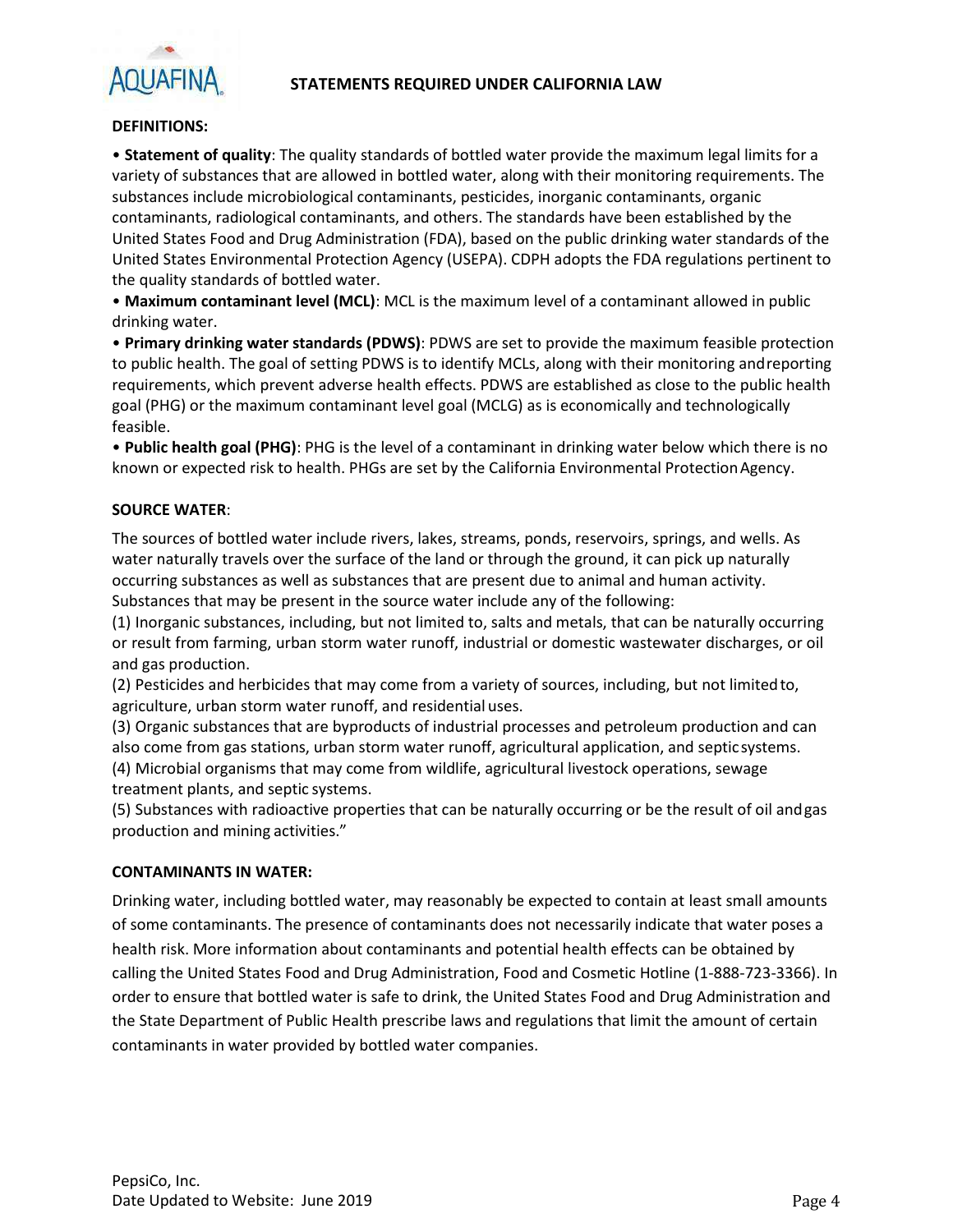## STATEMENTS REQUIRED UNDER CALIFORNIA LAW

**DEFINITIONS:**

- **Statement of quality**: The quality standards of bottled water provide the maximum legal limits for a variety of substances that are allowed in bottled water, along with their monitoring requirements. The substances include microbiological contaminants, pesticides, inorganic contaminants, organic contaminants, radiological contaminants, and others. The standards have been established by the United States Food and Drug Administration (FDA), based on the public drinking water standards of the United States Environmental Protection Agency (USEPA). CDPH adopts the FDA regulations pertinent to the quality standards of bottled water.
- **Maximum contaminant level (MCL)**: MCL is the maximum level of a contaminant allowed in public drinking water.
- **Primary drinking water standards (PDWS)**: PDWS are set to provide the maximum feasible protection to public health. The goal of setting PDWS is to identify MCLs, along with their monitoring and reporting requirements, which prevent adverse health effects. PDWS are established as close to the public health goal (PHG) or the maximum contaminant level goal (MCLG) as is economically and technologically feasible.
- **Public health goal (PHG)**: PHG is the level of a contaminant in drinking water below which there is no known or expected risk to health. PHGs are set by the California Environmental Protection Agency.

**SOURCE WATER**:

The sources of bottled water include rivers, lakes, streams, ponds, reservoirs, springs, and wells. As water naturally travels over the surface of the land or through the ground, it can pick up naturally occurring substances as well as substances that are present due to animal and human activity. Substances that may be present in the source water include any of the following:

(1) Inorganic substances, including, but not limited to, salts and metals, that can be naturally occurring or result from farming, urban storm water runoff, industrial or domestic wastewater discharges, or oil and gas production.

(2) Pesticides and herbicides that may come from a variety of sources, including, but not limited to, agriculture, urban storm water runoff, and residential uses.

(3) Organic substances that are byproducts of industrial processes and petroleum production and can also come from gas stations, urban storm water runoff, agricultural application, and septic systems.

(4) Microbial organisms that may come from wildlife, agricultural livestock operations, sewage treatment plants, and septic systems.

(5) Substances with radioactive properties that can be naturally occurring or be the result of oil and gas production and mining activities."

**CONTAMINANTS IN WATER:**

Drinking water, including bottled water, may reasonably be expected to contain at least small amounts of some contaminants. The presence of contaminants does not necessarily indicate that water poses a health risk. More information about contaminants and potential health effects can be obtained by calling the United States Food and Drug Administration, Food and Cosmetic Hotline (1-888-723-3366). In order to ensure that bottled water is safe to drink, the United States Food and Drug Administration and the State Department of Public Health prescribe laws and regulations that limit the amount of certain contaminants in water provided by bottled water companies.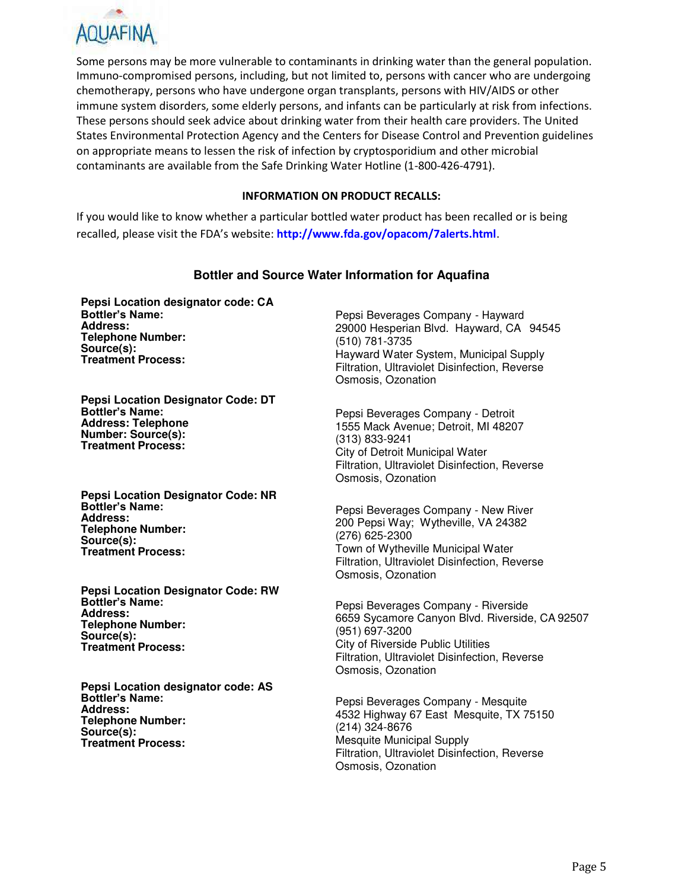Some persons may be more vulnerable to contaminants in drinking water than the general population. Immuno-compromised persons, including, but not limited to, persons with cancer who are undergoing chemotherapy, persons who have undergone organ transplants, persons with HIV/AIDS or other immune system disorders, some elderly persons, and infants can be particularly at risk from infections. These persons should seek advice about drinking water from their health care providers. The United States Environmental Protection Agency and the Centers for Disease Control and Prevention guidelines on appropriate means to lessen the risk of infection by cryptosporidium and other microbial contaminants are available from the Safe Drinking Water Hotline (1-800-426-4791).

**INFORMATION ON PRODUCT RECALLS:**

If you would like to know whether a particular bottled water product has been recalled or is being recalled, please visit the FDA's website: **http://www.fda.gov/opacom/7alerts.html**.

## Bottler and Source Water Information for Aquafina

**Pepsi Location designator code: CA**

**Bottler's Name:** Pepsi Beverages Company - Hayward
**Address:** 29000 Hesperian Blvd. Hayward, CA 94545
**Telephone Number:** (510) 781-3735
**Source(s):** Hayward Water System, Municipal Supply
**Treatment Process:** Filtration, Ultraviolet Disinfection, Reverse Osmosis, Ozonation

**Pepsi Location Designator Code: DT**

**Bottler's Name:** Pepsi Beverages Company - Detroit
**Address:** 1555 Mack Avenue; Detroit, MI 48207
**Telephone Number:** (313) 833-9241
**Source(s):** City of Detroit Municipal Water
**Treatment Process:** Filtration, Ultraviolet Disinfection, Reverse Osmosis, Ozonation

**Pepsi Location Designator Code: NR**

**Bottler's Name:** Pepsi Beverages Company - New River
**Address:** 200 Pepsi Way; Wytheville, VA 24382
**Telephone Number:** (276) 625-2300
**Source(s):** Town of Wytheville Municipal Water
**Treatment Process:** Filtration, Ultraviolet Disinfection, Reverse Osmosis, Ozonation

**Pepsi Location Designator Code: RW**

**Bottler's Name:** Pepsi Beverages Company - Riverside
**Address:** 6659 Sycamore Canyon Blvd. Riverside, CA 92507
**Telephone Number:** (951) 697-3200
**Source(s):** City of Riverside Public Utilities
**Treatment Process:** Filtration, Ultraviolet Disinfection, Reverse Osmosis, Ozonation

**Pepsi Location designator code: AS**

**Bottler's Name:** Pepsi Beverages Company - Mesquite
**Address:** 4532 Highway 67 East Mesquite, TX 75150
**Telephone Number:** (214) 324-8676
**Source(s):** Mesquite Municipal Supply
**Treatment Process:** Filtration, Ultraviolet Disinfection, Reverse Osmosis, Ozonation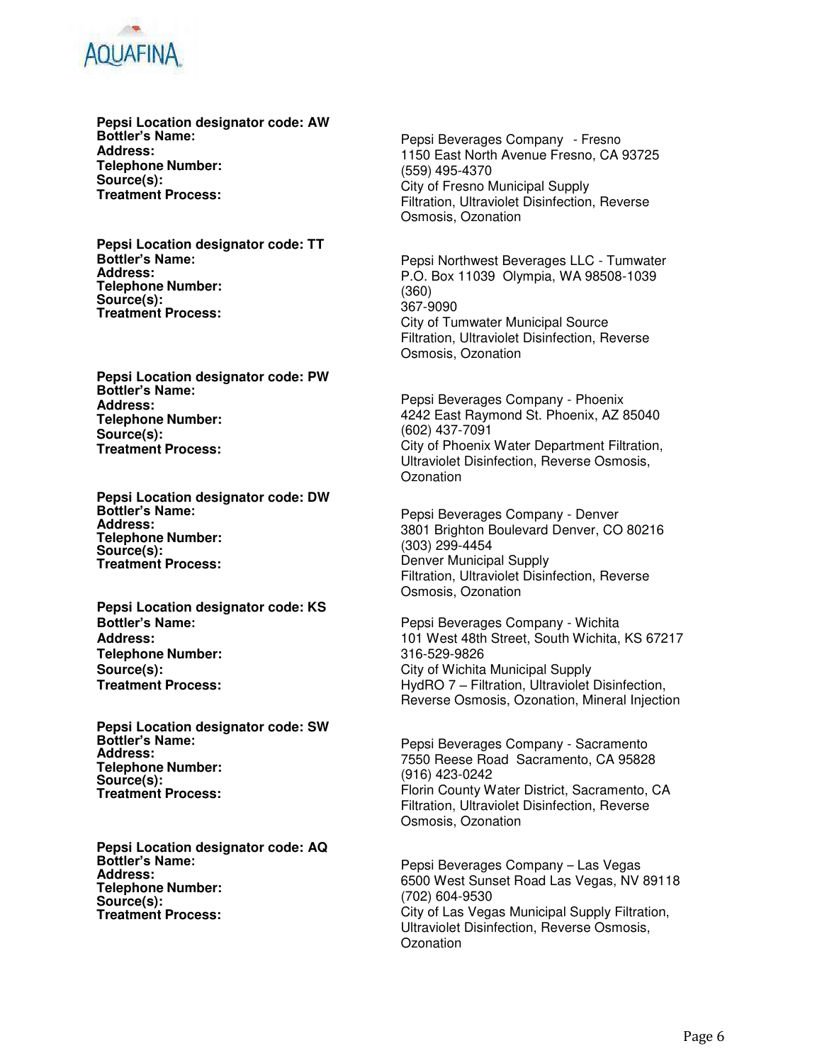AQUAFINA

**Pepsi Location designator code: AW**
**Bottler's Name:** Pepsi Beverages Company - Fresno
**Address:** 1150 East North Avenue Fresno, CA 93725
**Telephone Number:** (559) 495-4370
**Source(s):** City of Fresno Municipal Supply
**Treatment Process:** Filtration, Ultraviolet Disinfection, Reverse Osmosis, Ozonation

**Pepsi Location designator code: TT**
**Bottler's Name:** Pepsi Northwest Beverages LLC - Tumwater
**Address:** P.O. Box 11039 Olympia, WA 98508-1039
**Telephone Number:** (360) 367-9090
**Source(s):** City of Tumwater Municipal Source
**Treatment Process:** Filtration, Ultraviolet Disinfection, Reverse Osmosis, Ozonation

**Pepsi Location designator code: PW**
**Bottler's Name:** Pepsi Beverages Company - Phoenix
**Address:** 4242 East Raymond St. Phoenix, AZ 85040
**Telephone Number:** (602) 437-7091
**Source(s):** City of Phoenix Water Department
**Treatment Process:** Filtration, Ultraviolet Disinfection, Reverse Osmosis, Ozonation

**Pepsi Location designator code: DW**
**Bottler's Name:** Pepsi Beverages Company - Denver
**Address:** 3801 Brighton Boulevard Denver, CO 80216
**Telephone Number:** (303) 299-4454
**Source(s):** Denver Municipal Supply
**Treatment Process:** Filtration, Ultraviolet Disinfection, Reverse Osmosis, Ozonation

**Pepsi Location designator code: KS**
**Bottler's Name:** Pepsi Beverages Company - Wichita
**Address:** 101 West 48th Street, South Wichita, KS 67217
**Telephone Number:** 316-529-9826
**Source(s):** City of Wichita Municipal Supply
**Treatment Process:** HydRO 7 – Filtration, Ultraviolet Disinfection, Reverse Osmosis, Ozonation, Mineral Injection

**Pepsi Location designator code: SW**
**Bottler's Name:** Pepsi Beverages Company - Sacramento
**Address:** 7550 Reese Road Sacramento, CA 95828
**Telephone Number:** (916) 423-0242
**Source(s):** Florin County Water District, Sacramento, CA
**Treatment Process:** Filtration, Ultraviolet Disinfection, Reverse Osmosis, Ozonation

**Pepsi Location designator code: AQ**
**Bottler's Name:** Pepsi Beverages Company – Las Vegas
**Address:** 6500 West Sunset Road Las Vegas, NV 89118
**Telephone Number:** (702) 604-9530
**Source(s):** City of Las Vegas Municipal Supply
**Treatment Process:** Filtration, Ultraviolet Disinfection, Reverse Osmosis, Ozonation